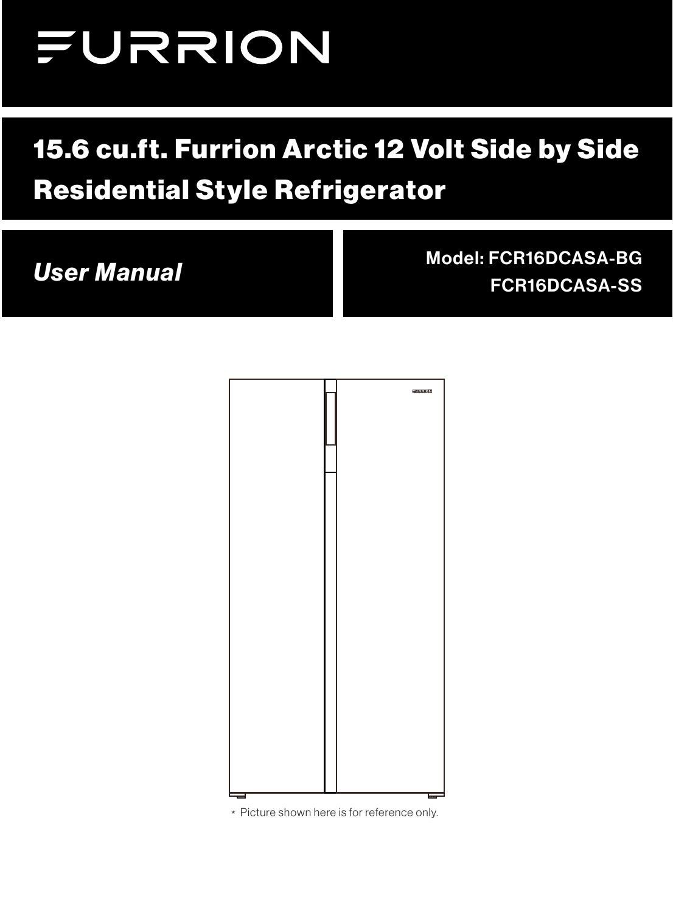# FURRION

## 15.6 cu.ft. Furrion Arctic 12 Volt Side by Side Residential Style Refrigerator

***User Manual***

**Model: FCR16DCASA-BG**
**FCR16DCASA-SS**

* Picture shown here is for reference only.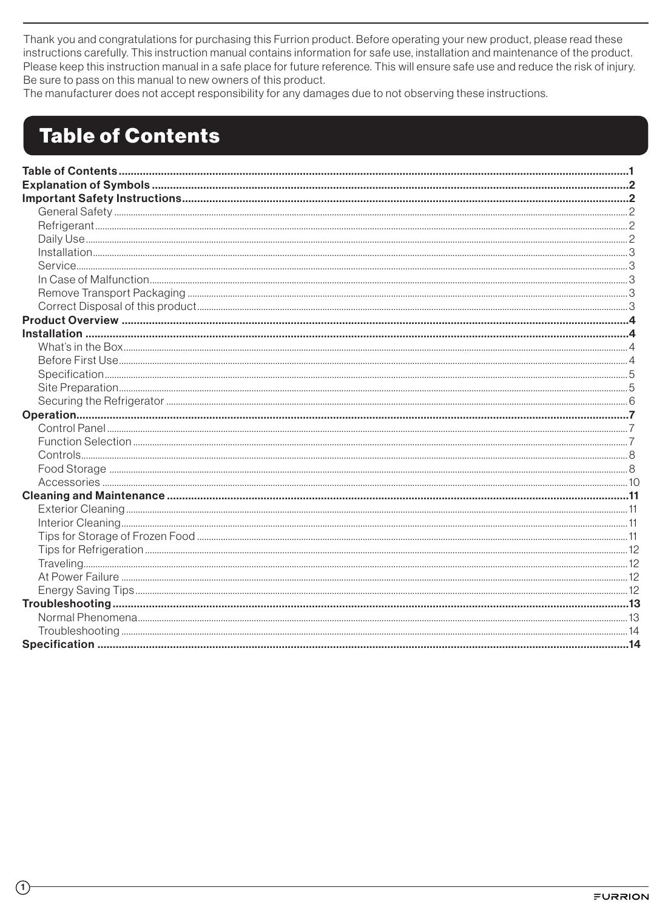Thank you and congratulations for purchasing this Furrion product. Before operating your new product, please read these instructions carefully. This instruction manual contains information for safe use, installation and maintenance of the product. Please keep this instruction manual in a safe place for future reference. This will ensure safe use and reduce the risk of injury. Be sure to pass on this manual to new owners of this product.
The manufacturer does not accept responsibility for any damages due to not observing these instructions.

# Table of Contents

**Table of Contents** .......... **1**
**Explanation of Symbols** .......... **2**
**Important Safety Instructions** .......... **2**
- General Safety .......... 2
- Refrigerant .......... 2
- Daily Use .......... 2
- Installation .......... 3
- Service .......... 3
- In Case of Malfunction .......... 3
- Remove Transport Packaging .......... 3
- Correct Disposal of this product .......... 3

**Product Overview** .......... **4**
**Installation** .......... **4**
- What's in the Box .......... 4
- Before First Use .......... 4
- Specification .......... 5
- Site Preparation .......... 5
- Securing the Refrigerator .......... 6

**Operation** .......... **7**
- Control Panel .......... 7
- Function Selection .......... 7
- Controls .......... 8
- Food Storage .......... 8
- Accessories .......... 10

**Cleaning and Maintenance** .......... **11**
- Exterior Cleaning .......... 11
- Interior Cleaning .......... 11
- Tips for Storage of Frozen Food .......... 11
- Tips for Refrigeration .......... 12
- Traveling .......... 12
- At Power Failure .......... 12
- Energy Saving Tips .......... 12

**Troubleshooting** .......... **13**
- Normal Phenomena .......... 13
- Troubleshooting .......... 14

**Specification** .......... **14**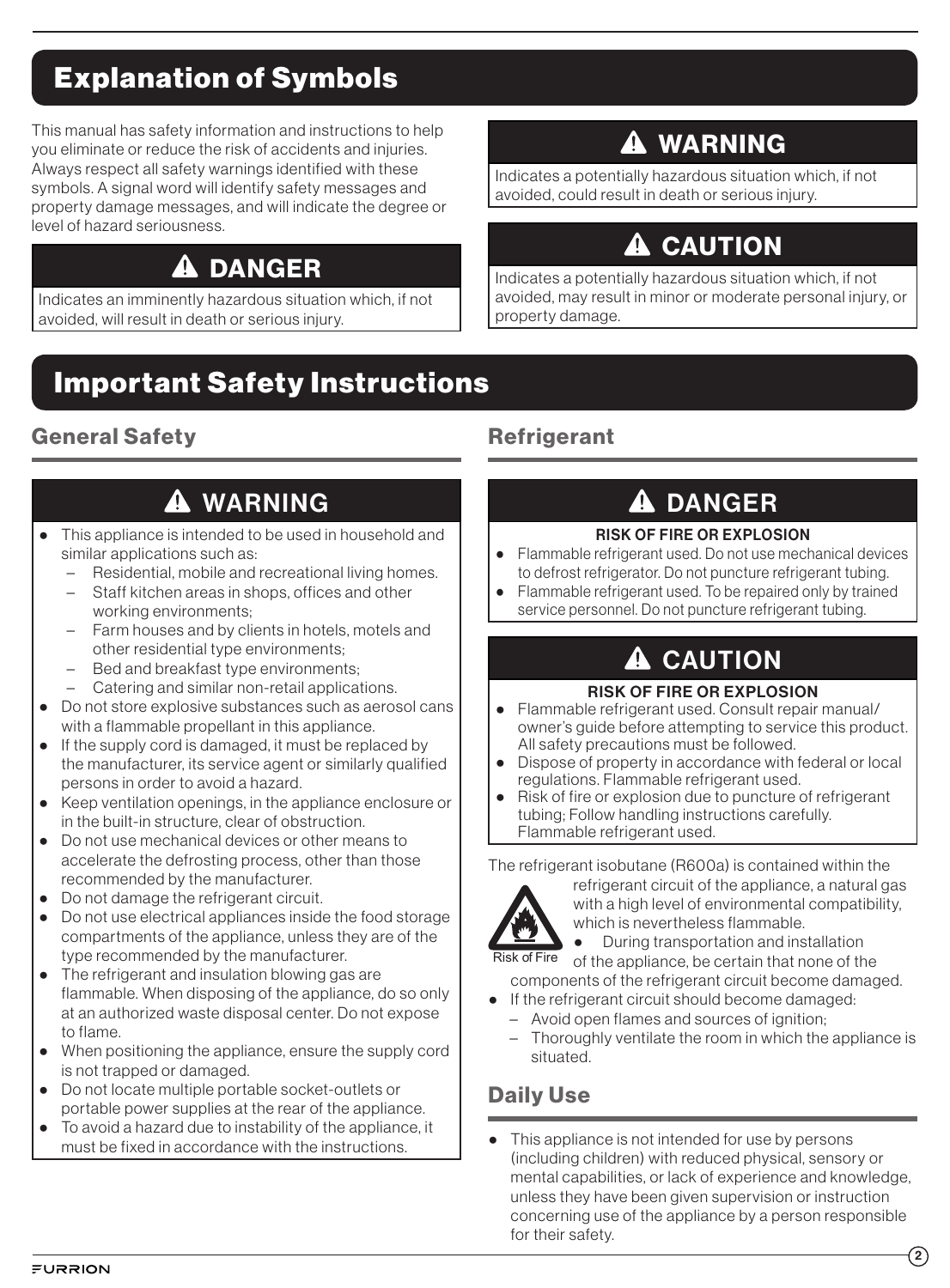## Explanation of Symbols

This manual has safety information and instructions to help you eliminate or reduce the risk of accidents and injuries. Always respect all safety warnings identified with these symbols. A signal word will identify safety messages and property damage messages, and will indicate the degree or level of hazard seriousness.

### ⚠ DANGER

Indicates an imminently hazardous situation which, if not avoided, will result in death or serious injury.

### ⚠ WARNING

Indicates a potentially hazardous situation which, if not avoided, could result in death or serious injury.

### ⚠ CAUTION

Indicates a potentially hazardous situation which, if not avoided, may result in minor or moderate personal injury, or property damage.

## Important Safety Instructions

### General Safety

#### ⚠ WARNING

- This appliance is intended to be used in household and similar applications such as:
  - Residential, mobile and recreational living homes.
  - Staff kitchen areas in shops, offices and other working environments;
  - Farm houses and by clients in hotels, motels and other residential type environments;
  - Bed and breakfast type environments;
  - Catering and similar non-retail applications.
- Do not store explosive substances such as aerosol cans with a flammable propellant in this appliance.
- If the supply cord is damaged, it must be replaced by the manufacturer, its service agent or similarly qualified persons in order to avoid a hazard.
- Keep ventilation openings, in the appliance enclosure or in the built-in structure, clear of obstruction.
- Do not use mechanical devices or other means to accelerate the defrosting process, other than those recommended by the manufacturer.
- Do not damage the refrigerant circuit.
- Do not use electrical appliances inside the food storage compartments of the appliance, unless they are of the type recommended by the manufacturer.
- The refrigerant and insulation blowing gas are flammable. When disposing of the appliance, do so only at an authorized waste disposal center. Do not expose to flame.
- When positioning the appliance, ensure the supply cord is not trapped or damaged.
- Do not locate multiple portable socket-outlets or portable power supplies at the rear of the appliance.
- To avoid a hazard due to instability of the appliance, it must be fixed in accordance with the instructions.

### Refrigerant

#### ⚠ DANGER

**RISK OF FIRE OR EXPLOSION**

- Flammable refrigerant used. Do not use mechanical devices to defrost refrigerator. Do not puncture refrigerant tubing.
- Flammable refrigerant used. To be repaired only by trained service personnel. Do not puncture refrigerant tubing.

#### ⚠ CAUTION

**RISK OF FIRE OR EXPLOSION**

- Flammable refrigerant used. Consult repair manual/ owner's guide before attempting to service this product. All safety precautions must be followed.
- Dispose of property in accordance with federal or local regulations. Flammable refrigerant used.
- Risk of fire or explosion due to puncture of refrigerant tubing; Follow handling instructions carefully. Flammable refrigerant used.

The refrigerant isobutane (R600a) is contained within the refrigerant circuit of the appliance, a natural gas with a high level of environmental compatibility, which is nevertheless flammable.

Risk of Fire

- During transportation and installation of the appliance, be certain that none of the components of the refrigerant circuit become damaged.
- If the refrigerant circuit should become damaged:
  - Avoid open flames and sources of ignition;
  - Thoroughly ventilate the room in which the appliance is situated.

### Daily Use

- This appliance is not intended for use by persons (including children) with reduced physical, sensory or mental capabilities, or lack of experience and knowledge, unless they have been given supervision or instruction concerning use of the appliance by a person responsible for their safety.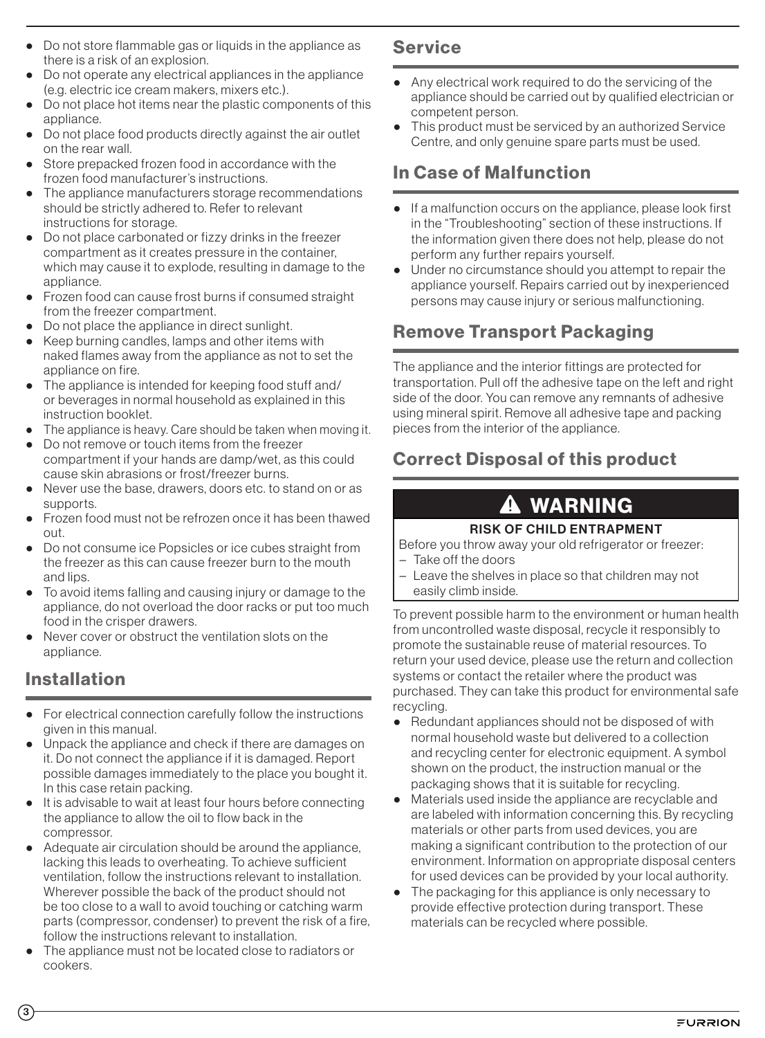- Do not store flammable gas or liquids in the appliance as there is a risk of an explosion.
- Do not operate any electrical appliances in the appliance (e.g. electric ice cream makers, mixers etc.).
- Do not place hot items near the plastic components of this appliance.
- Do not place food products directly against the air outlet on the rear wall.
- Store prepacked frozen food in accordance with the frozen food manufacturer's instructions.
- The appliance manufacturers storage recommendations should be strictly adhered to. Refer to relevant instructions for storage.
- Do not place carbonated or fizzy drinks in the freezer compartment as it creates pressure in the container, which may cause it to explode, resulting in damage to the appliance.
- Frozen food can cause frost burns if consumed straight from the freezer compartment.
- Do not place the appliance in direct sunlight.
- Keep burning candles, lamps and other items with naked flames away from the appliance as not to set the appliance on fire.
- The appliance is intended for keeping food stuff and/ or beverages in normal household as explained in this instruction booklet.
- The appliance is heavy. Care should be taken when moving it.
- Do not remove or touch items from the freezer compartment if your hands are damp/wet, as this could cause skin abrasions or frost/freezer burns.
- Never use the base, drawers, doors etc. to stand on or as supports.
- Frozen food must not be refrozen once it has been thawed out.
- Do not consume ice Popsicles or ice cubes straight from the freezer as this can cause freezer burn to the mouth and lips.
- To avoid items falling and causing injury or damage to the appliance, do not overload the door racks or put too much food in the crisper drawers.
- Never cover or obstruct the ventilation slots on the appliance.

## Installation

- For electrical connection carefully follow the instructions given in this manual.
- Unpack the appliance and check if there are damages on it. Do not connect the appliance if it is damaged. Report possible damages immediately to the place you bought it. In this case retain packing.
- It is advisable to wait at least four hours before connecting the appliance to allow the oil to flow back in the compressor.
- Adequate air circulation should be around the appliance, lacking this leads to overheating. To achieve sufficient ventilation, follow the instructions relevant to installation. Wherever possible the back of the product should not be too close to a wall to avoid touching or catching warm parts (compressor, condenser) to prevent the risk of a fire, follow the instructions relevant to installation.
- The appliance must not be located close to radiators or cookers.

## Service

- Any electrical work required to do the servicing of the appliance should be carried out by qualified electrician or competent person.
- This product must be serviced by an authorized Service Centre, and only genuine spare parts must be used.

## In Case of Malfunction

- If a malfunction occurs on the appliance, please look first in the "Troubleshooting" section of these instructions. If the information given there does not help, please do not perform any further repairs yourself.
- Under no circumstance should you attempt to repair the appliance yourself. Repairs carried out by inexperienced persons may cause injury or serious malfunctioning.

## Remove Transport Packaging

The appliance and the interior fittings are protected for transportation. Pull off the adhesive tape on the left and right side of the door. You can remove any remnants of adhesive using mineral spirit. Remove all adhesive tape and packing pieces from the interior of the appliance.

## Correct Disposal of this product

**⚠ WARNING**

**RISK OF CHILD ENTRAPMENT**

Before you throw away your old refrigerator or freezer:
- Take off the doors
- Leave the shelves in place so that children may not easily climb inside.

To prevent possible harm to the environment or human health from uncontrolled waste disposal, recycle it responsibly to promote the sustainable reuse of material resources. To return your used device, please use the return and collection systems or contact the retailer where the product was purchased. They can take this product for environmental safe recycling.

- Redundant appliances should not be disposed of with normal household waste but delivered to a collection and recycling center for electronic equipment. A symbol shown on the product, the instruction manual or the packaging shows that it is suitable for recycling.
- Materials used inside the appliance are recyclable and are labeled with information concerning this. By recycling materials or other parts from used devices, you are making a significant contribution to the protection of our environment. Information on appropriate disposal centers for used devices can be provided by your local authority.
- The packaging for this appliance is only necessary to provide effective protection during transport. These materials can be recycled where possible.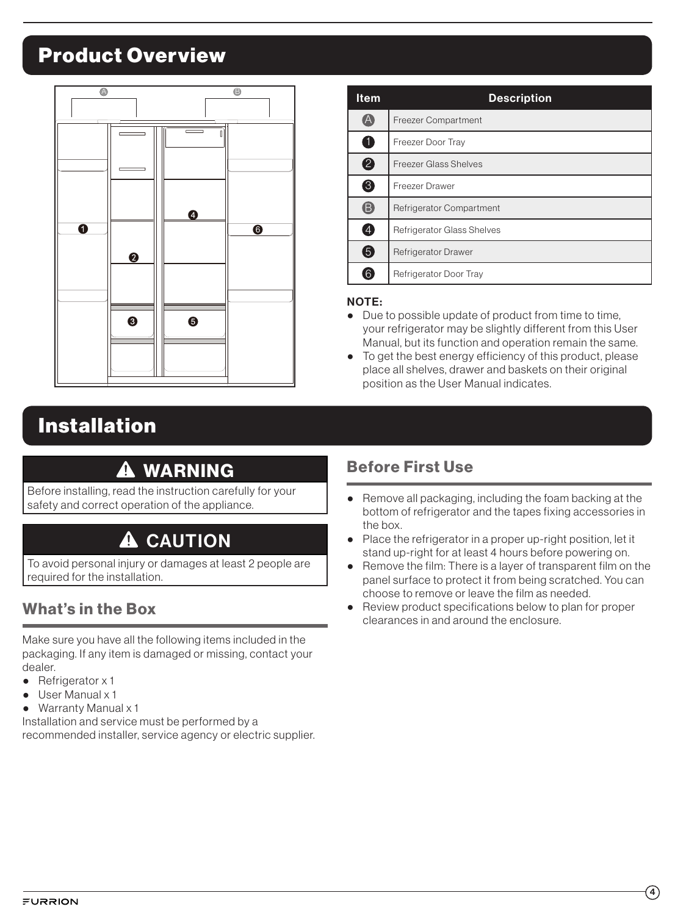# Product Overview

| Item | Description |
| --- | --- |
| A | Freezer Compartment |
| 1 | Freezer Door Tray |
| 2 | Freezer Glass Shelves |
| 3 | Freezer Drawer |
| B | Refrigerator Compartment |
| 4 | Refrigerator Glass Shelves |
| 5 | Refrigerator Drawer |
| 6 | Refrigerator Door Tray |

**NOTE:**

- Due to possible update of product from time to time, your refrigerator may be slightly different from this User Manual, but its function and operation remain the same.
- To get the best energy efficiency of this product, please place all shelves, drawer and baskets on their original position as the User Manual indicates.

# Installation

## ⚠ WARNING

Before installing, read the instruction carefully for your safety and correct operation of the appliance.

## ⚠ CAUTION

To avoid personal injury or damages at least 2 people are required for the installation.

### What's in the Box

Make sure you have all the following items included in the packaging. If any item is damaged or missing, contact your dealer.

- Refrigerator x 1
- User Manual x 1
- Warranty Manual x 1

Installation and service must be performed by a recommended installer, service agency or electric supplier.

### Before First Use

- Remove all packaging, including the foam backing at the bottom of refrigerator and the tapes fixing accessories in the box.
- Place the refrigerator in a proper up-right position, let it stand up-right for at least 4 hours before powering on.
- Remove the film: There is a layer of transparent film on the panel surface to protect it from being scratched. You can choose to remove or leave the film as needed.
- Review product specifications below to plan for proper clearances in and around the enclosure.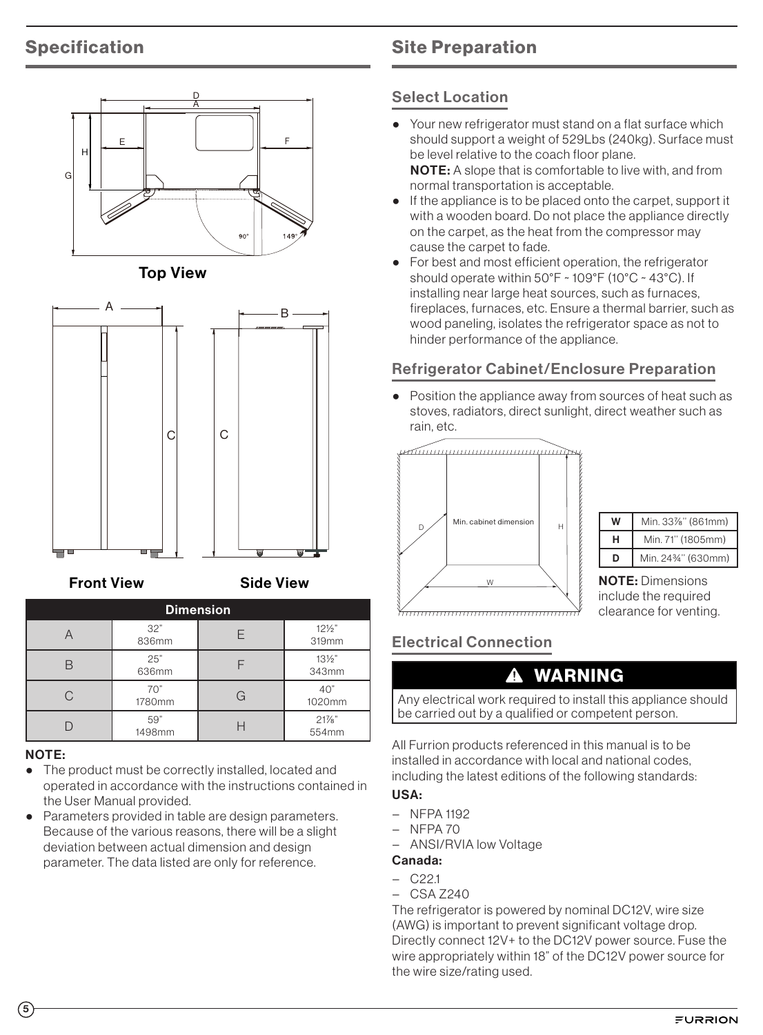## Specification

**Top View**

**Front View** **Side View**

| Dimension | | | |
|---|---|---|---|
| A | 32"<br>836mm | E | 12½"<br>319mm |
| B | 25"<br>636mm | F | 13½"<br>343mm |
| C | 70"<br>1780mm | G | 40"<br>1020mm |
| D | 59"<br>1498mm | H | 21⅞"<br>554mm |

**NOTE:**

- The product must be correctly installed, located and operated in accordance with the instructions contained in the User Manual provided.
- Parameters provided in table are design parameters. Because of the various reasons, there will be a slight deviation between actual dimension and design parameter. The data listed are only for reference.

## Site Preparation

### Select Location

- Your new refrigerator must stand on a flat surface which should support a weight of 529Lbs (240kg). Surface must be level relative to the coach floor plane.
  **NOTE:** A slope that is comfortable to live with, and from normal transportation is acceptable.
- If the appliance is to be placed onto the carpet, support it with a wooden board. Do not place the appliance directly on the carpet, as the heat from the compressor may cause the carpet to fade.
- For best and most efficient operation, the refrigerator should operate within 50°F ~ 109°F (10°C ~ 43°C). If installing near large heat sources, such as furnaces, fireplaces, furnaces, etc. Ensure a thermal barrier, such as wood paneling, isolates the refrigerator space as not to hinder performance of the appliance.

### Refrigerator Cabinet/Enclosure Preparation

- Position the appliance away from sources of heat such as stoves, radiators, direct sunlight, direct weather such as rain, etc.

Min. cabinet dimension

| W | Min. 33⅞" (861mm) |
|---|---|
| H | Min. 71" (1805mm) |
| D | Min. 24¾" (630mm) |

**NOTE:** Dimensions include the required clearance for venting.

### Electrical Connection

**⚠ WARNING**

Any electrical work required to install this appliance should be carried out by a qualified or competent person.

All Furrion products referenced in this manual is to be installed in accordance with local and national codes, including the latest editions of the following standards:

**USA:**

- NFPA 1192
- NFPA 70
- ANSI/RVIA low Voltage

**Canada:**

- C22.1
- CSA Z240

The refrigerator is powered by nominal DC12V, wire size (AWG) is important to prevent significant voltage drop. Directly connect 12V+ to the DC12V power source. Fuse the wire appropriately within 18" of the DC12V power source for the wire size/rating used.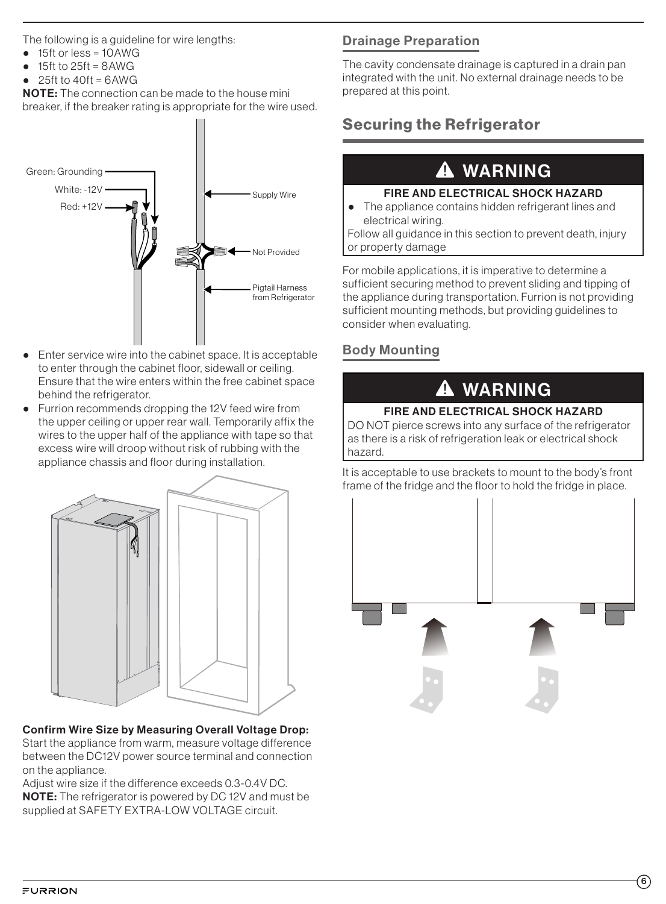The following is a guideline for wire lengths:

- 15ft or less = 10AWG
- 15ft to 25ft = 8AWG
- 25ft to 40ft = 6AWG

**NOTE:** The connection can be made to the house mini breaker, if the breaker rating is appropriate for the wire used.

- Enter service wire into the cabinet space. It is acceptable to enter through the cabinet floor, sidewall or ceiling. Ensure that the wire enters within the free cabinet space behind the refrigerator.
- Furrion recommends dropping the 12V feed wire from the upper ceiling or upper rear wall. Temporarily affix the wires to the upper half of the appliance with tape so that excess wire will droop without risk of rubbing with the appliance chassis and floor during installation.

**Confirm Wire Size by Measuring Overall Voltage Drop:**
Start the appliance from warm, measure voltage difference between the DC12V power source terminal and connection on the appliance.
Adjust wire size if the difference exceeds 0.3-0.4V DC.
**NOTE:** The refrigerator is powered by DC 12V and must be supplied at SAFETY EXTRA-LOW VOLTAGE circuit.

### Drainage Preparation

The cavity condensate drainage is captured in a drain pan integrated with the unit. No external drainage needs to be prepared at this point.

## Securing the Refrigerator

**⚠ WARNING**

**FIRE AND ELECTRICAL SHOCK HAZARD**

- The appliance contains hidden refrigerant lines and electrical wiring.

Follow all guidance in this section to prevent death, injury or property damage

For mobile applications, it is imperative to determine a sufficient securing method to prevent sliding and tipping of the appliance during transportation. Furrion is not providing sufficient mounting methods, but providing guidelines to consider when evaluating.

### Body Mounting

**⚠ WARNING**

**FIRE AND ELECTRICAL SHOCK HAZARD**

DO NOT pierce screws into any surface of the refrigerator as there is a risk of refrigeration leak or electrical shock hazard.

It is acceptable to use brackets to mount to the body's front frame of the fridge and the floor to hold the fridge in place.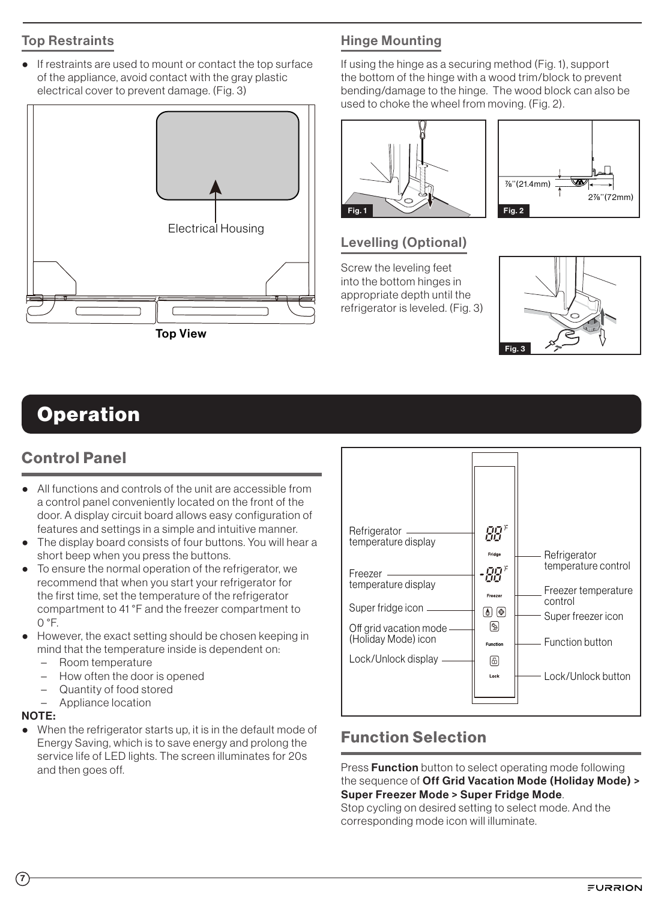## Top Restraints

- If restraints are used to mount or contact the top surface of the appliance, avoid contact with the gray plastic electrical cover to prevent damage. (Fig. 3)

Electrical Housing

**Top View**

## Hinge Mounting

If using the hinge as a securing method (Fig. 1), support the bottom of the hinge with a wood trim/block to prevent bending/damage to the hinge. The wood block can also be used to choke the wheel from moving. (Fig. 2).

Fig. 1

⅞''(21.4mm) 2⅞''(72mm)

Fig. 2

## Levelling (Optional)

Screw the leveling feet into the bottom hinges in appropriate depth until the refrigerator is leveled. (Fig. 3)

Fig. 3

# Operation

## Control Panel

- All functions and controls of the unit are accessible from a control panel conveniently located on the front of the door. A display circuit board allows easy configuration of features and settings in a simple and intuitive manner.
- The display board consists of four buttons. You will hear a short beep when you press the buttons.
- To ensure the normal operation of the refrigerator, we recommend that when you start your refrigerator for the first time, set the temperature of the refrigerator compartment to 41 °F and the freezer compartment to 0 °F.
- However, the exact setting should be chosen keeping in mind that the temperature inside is dependent on:
  - Room temperature
  - How often the door is opened
  - Quantity of food stored
  - Appliance location

**NOTE:**

- When the refrigerator starts up, it is in the default mode of Energy Saving, which is to save energy and prolong the service life of LED lights. The screen illuminates for 20s and then goes off.

Refrigerator temperature display
Freezer temperature display
Super fridge icon
Off grid vacation mode (Holiday Mode) icon
Lock/Unlock display
Refrigerator temperature control
Freezer temperature control
Super freezer icon
Function button
Lock/Unlock button

## Function Selection

Press **Function** button to select operating mode following the sequence of **Off Grid Vacation Mode (Holiday Mode) > Super Freezer Mode > Super Fridge Mode**.
Stop cycling on desired setting to select mode. And the corresponding mode icon will illuminate.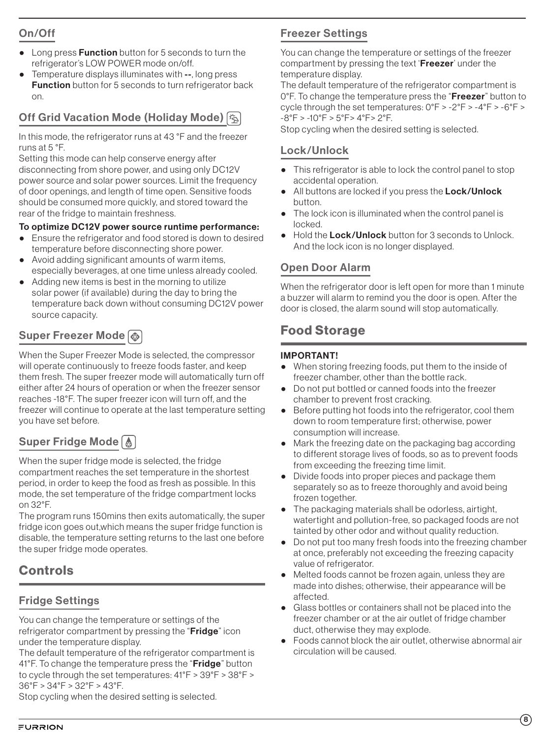## On/Off

- Long press **Function** button for 5 seconds to turn the refrigerator's LOW POWER mode on/off.
- Temperature displays illuminates with **--**, long press **Function** button for 5 seconds to turn refrigerator back on.

## Off Grid Vacation Mode (Holiday Mode)

In this mode, the refrigerator runs at 43 °F and the freezer runs at 5 °F.

Setting this mode can help conserve energy after disconnecting from shore power, and using only DC12V power source and solar power sources. Limit the frequency of door openings, and length of time open. Sensitive foods should be consumed more quickly, and stored toward the rear of the fridge to maintain freshness.

**To optimize DC12V power source runtime performance:**

- Ensure the refrigerator and food stored is down to desired temperature before disconnecting shore power.
- Avoid adding significant amounts of warm items, especially beverages, at one time unless already cooled.
- Adding new items is best in the morning to utilize solar power (if available) during the day to bring the temperature back down without consuming DC12V power source capacity.

## Super Freezer Mode

When the Super Freezer Mode is selected, the compressor will operate continuously to freeze foods faster, and keep them fresh. The super freezer mode will automatically turn off either after 24 hours of operation or when the freezer sensor reaches -18°F. The super freezer icon will turn off, and the freezer will continue to operate at the last temperature setting you have set before.

## Super Fridge Mode

When the super fridge mode is selected, the fridge compartment reaches the set temperature in the shortest period, in order to keep the food as fresh as possible. In this mode, the set temperature of the fridge compartment locks on 32°F.

The program runs 150mins then exits automatically, the super fridge icon goes out,which means the super fridge function is disable, the temperature setting returns to the last one before the super fridge mode operates.

# Controls

## Fridge Settings

You can change the temperature or settings of the refrigerator compartment by pressing the "**Fridge**" icon under the temperature display.

The default temperature of the refrigerator compartment is 41°F. To change the temperature press the "**Fridge**" button to cycle through the set temperatures: 41°F > 39°F > 38°F > 36°F > 34°F > 32°F > 43°F.

Stop cycling when the desired setting is selected.

## Freezer Settings

You can change the temperature or settings of the freezer compartment by pressing the text '**Freezer**' under the temperature display.

The default temperature of the refrigerator compartment is 0°F. To change the temperature press the "**Freezer**" button to cycle through the set temperatures: 0°F > -2°F > -4°F > -6°F > -8°F > -10°F > 5°F> 4°F> 2°F.

Stop cycling when the desired setting is selected.

## Lock/Unlock

- This refrigerator is able to lock the control panel to stop accidental operation.
- All buttons are locked if you press the **Lock/Unlock** button.
- The lock icon is illuminated when the control panel is locked.
- Hold the **Lock/Unlock** button for 3 seconds to Unlock. And the lock icon is no longer displayed.

## Open Door Alarm

When the refrigerator door is left open for more than 1 minute a buzzer will alarm to remind you the door is open. After the door is closed, the alarm sound will stop automatically.

# Food Storage

**IMPORTANT!**

- When storing freezing foods, put them to the inside of freezer chamber, other than the bottle rack.
- Do not put bottled or canned foods into the freezer chamber to prevent frost cracking.
- Before putting hot foods into the refrigerator, cool them down to room temperature first; otherwise, power consumption will increase.
- Mark the freezing date on the packaging bag according to different storage lives of foods, so as to prevent foods from exceeding the freezing time limit.
- Divide foods into proper pieces and package them separately so as to freeze thoroughly and avoid being frozen together.
- The packaging materials shall be odorless, airtight, watertight and pollution-free, so packaged foods are not tainted by other odor and without quality reduction.
- Do not put too many fresh foods into the freezing chamber at once, preferably not exceeding the freezing capacity value of refrigerator.
- Melted foods cannot be frozen again, unless they are made into dishes; otherwise, their appearance will be affected.
- Glass bottles or containers shall not be placed into the freezer chamber or at the air outlet of fridge chamber duct, otherwise they may explode.
- Foods cannot block the air outlet, otherwise abnormal air circulation will be caused.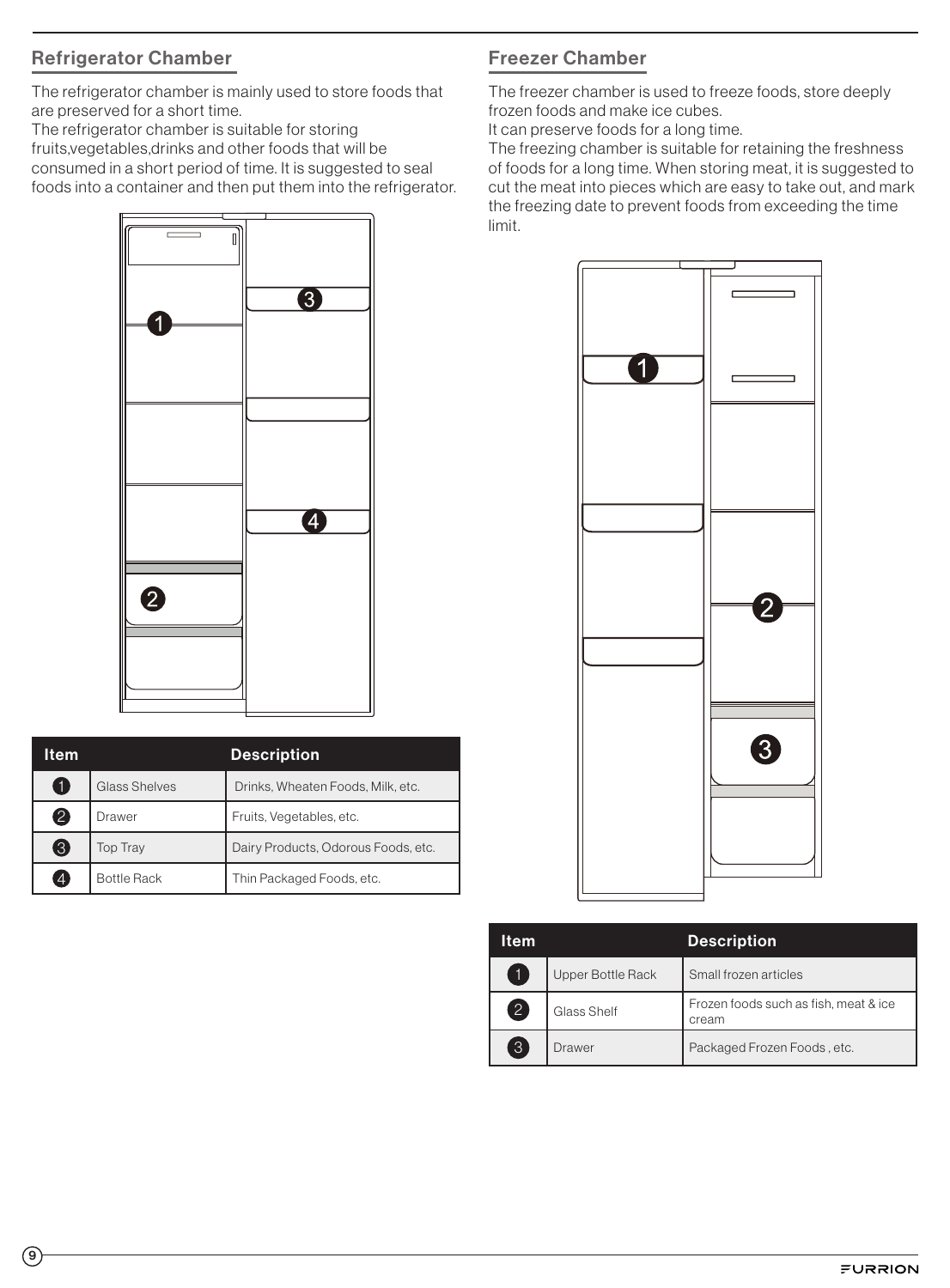## Refrigerator Chamber

The refrigerator chamber is mainly used to store foods that are preserved for a short time.
The refrigerator chamber is suitable for storing fruits,vegetables,drinks and other foods that will be consumed in a short period of time. It is suggested to seal foods into a container and then put them into the refrigerator.

| Item | | Description |
|---|---|---|
| 1 | Glass Shelves | Drinks, Wheaten Foods, Milk, etc. |
| 2 | Drawer | Fruits, Vegetables, etc. |
| 3 | Top Tray | Dairy Products, Odorous Foods, etc. |
| 4 | Bottle Rack | Thin Packaged Foods, etc. |

## Freezer Chamber

The freezer chamber is used to freeze foods, store deeply frozen foods and make ice cubes.
It can preserve foods for a long time.
The freezing chamber is suitable for retaining the freshness of foods for a long time. When storing meat, it is suggested to cut the meat into pieces which are easy to take out, and mark the freezing date to prevent foods from exceeding the time limit.

| Item | | Description |
|---|---|---|
| 1 | Upper Bottle Rack | Small frozen articles |
| 2 | Glass Shelf | Frozen foods such as fish, meat & ice cream |
| 3 | Drawer | Packaged Frozen Foods , etc. |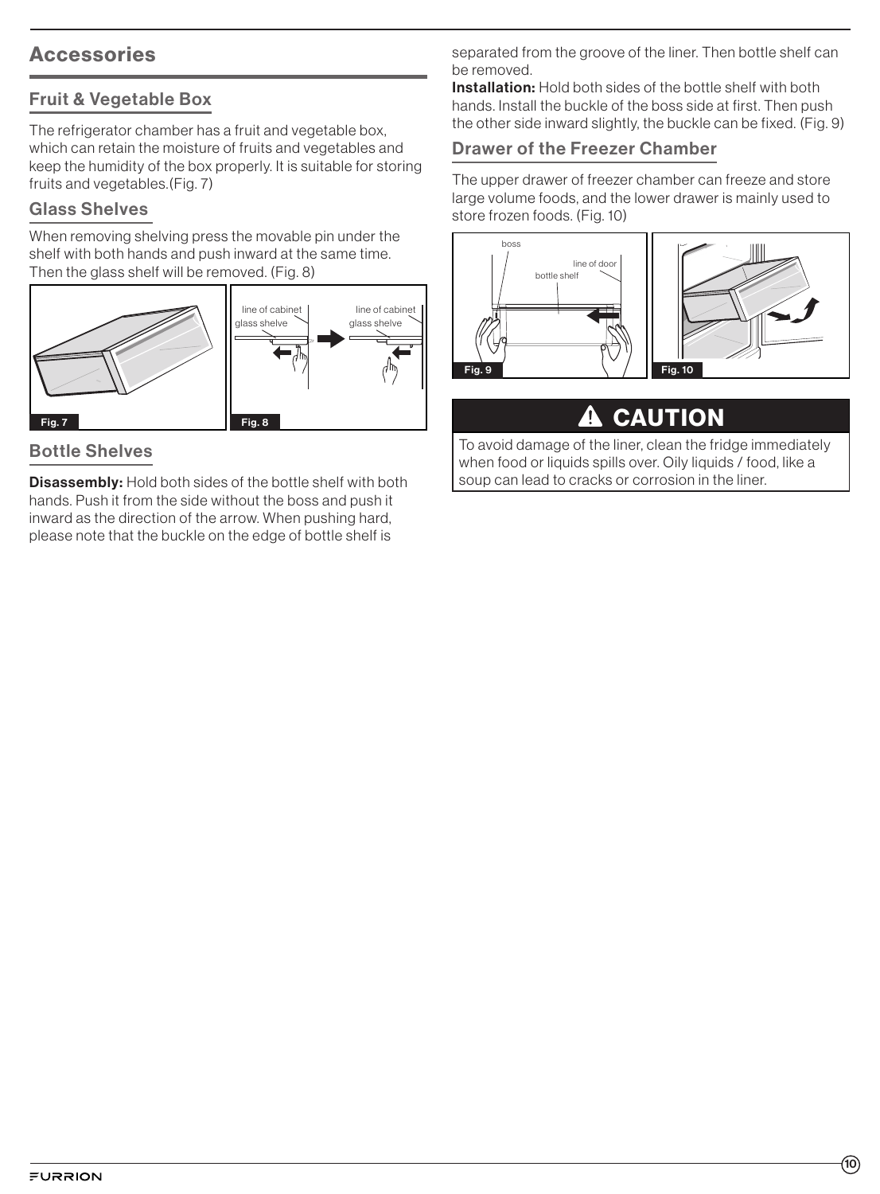## Accessories

### Fruit & Vegetable Box

The refrigerator chamber has a fruit and vegetable box, which can retain the moisture of fruits and vegetables and keep the humidity of the box properly. It is suitable for storing fruits and vegetables.(Fig. 7)

### Glass Shelves

When removing shelving press the movable pin under the shelf with both hands and push inward at the same time. Then the glass shelf will be removed. (Fig. 8)

Fig. 7

line of cabinet
glass shelve

line of cabinet
glass shelve

Fig. 8

### Bottle Shelves

**Disassembly:** Hold both sides of the bottle shelf with both hands. Push it from the side without the boss and push it inward as the direction of the arrow. When pushing hard, please note that the buckle on the edge of bottle shelf is separated from the groove of the liner. Then bottle shelf can be removed.

**Installation:** Hold both sides of the bottle shelf with both hands. Install the buckle of the boss side at first. Then push the other side inward slightly, the buckle can be fixed. (Fig. 9)

### Drawer of the Freezer Chamber

The upper drawer of freezer chamber can freeze and store large volume foods, and the lower drawer is mainly used to store frozen foods. (Fig. 10)

boss
line of door
bottle shelf

Fig. 9

Fig. 10

**⚠ CAUTION**

To avoid damage of the liner, clean the fridge immediately when food or liquids spills over. Oily liquids / food, like a soup can lead to cracks or corrosion in the liner.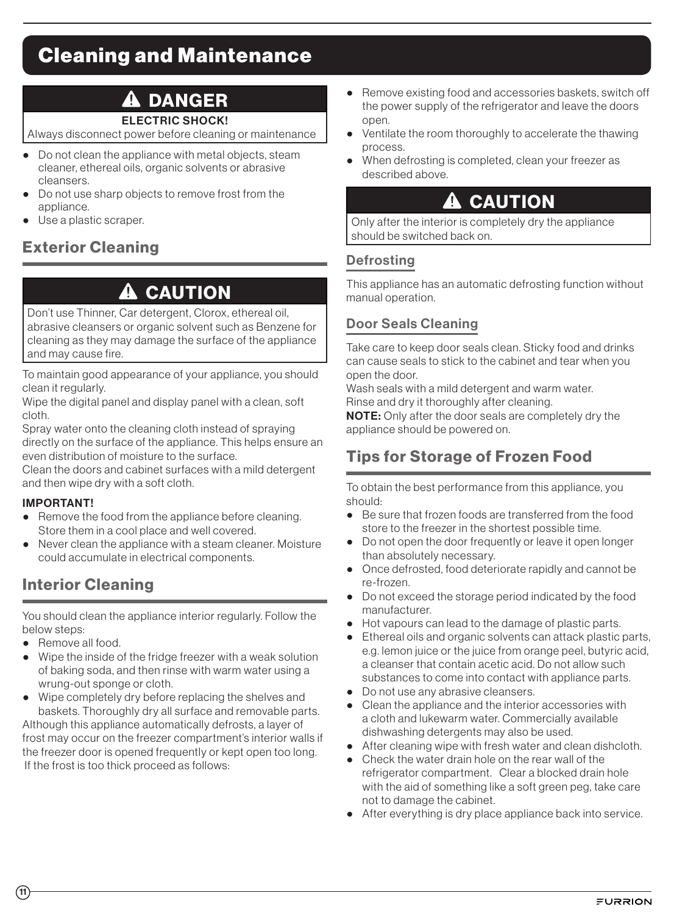# Cleaning and Maintenance

**⚠ DANGER**

**ELECTRIC SHOCK!**

Always disconnect power before cleaning or maintenance

- Do not clean the appliance with metal objects, steam cleaner, ethereal oils, organic solvents or abrasive cleansers.
- Do not use sharp objects to remove frost from the appliance.
- Use a plastic scraper.

## Exterior Cleaning

**⚠ CAUTION**

Don't use Thinner, Car detergent, Clorox, ethereal oil, abrasive cleansers or organic solvent such as Benzene for cleaning as they may damage the surface of the appliance and may cause fire.

To maintain good appearance of your appliance, you should clean it regularly.

Wipe the digital panel and display panel with a clean, soft cloth.

Spray water onto the cleaning cloth instead of spraying directly on the surface of the appliance. This helps ensure an even distribution of moisture to the surface.

Clean the doors and cabinet surfaces with a mild detergent and then wipe dry with a soft cloth.

**IMPORTANT!**

- Remove the food from the appliance before cleaning. Store them in a cool place and well covered.
- Never clean the appliance with a steam cleaner. Moisture could accumulate in electrical components.

## Interior Cleaning

You should clean the appliance interior regularly. Follow the below steps:

- Remove all food.
- Wipe the inside of the fridge freezer with a weak solution of baking soda, and then rinse with warm water using a wrung-out sponge or cloth.
- Wipe completely dry before replacing the shelves and baskets. Thoroughly dry all surface and removable parts.

Although this appliance automatically defrosts, a layer of frost may occur on the freezer compartment's interior walls if the freezer door is opened frequently or kept open too long. If the frost is too thick proceed as follows:

- Remove existing food and accessories baskets, switch off the power supply of the refrigerator and leave the doors open.
- Ventilate the room thoroughly to accelerate the thawing process.
- When defrosting is completed, clean your freezer as described above.

**⚠ CAUTION**

Only after the interior is completely dry the appliance should be switched back on.

### Defrosting

This appliance has an automatic defrosting function without manual operation.

### Door Seals Cleaning

Take care to keep door seals clean. Sticky food and drinks can cause seals to stick to the cabinet and tear when you open the door.

Wash seals with a mild detergent and warm water.

Rinse and dry it thoroughly after cleaning.

**NOTE:** Only after the door seals are completely dry the appliance should be powered on.

## Tips for Storage of Frozen Food

To obtain the best performance from this appliance, you should:

- Be sure that frozen foods are transferred from the food store to the freezer in the shortest possible time.
- Do not open the door frequently or leave it open longer than absolutely necessary.
- Once defrosted, food deteriorate rapidly and cannot be re-frozen.
- Do not exceed the storage period indicated by the food manufacturer.
- Hot vapours can lead to the damage of plastic parts.
- Ethereal oils and organic solvents can attack plastic parts, e.g. lemon juice or the juice from orange peel, butyric acid, a cleanser that contain acetic acid. Do not allow such substances to come into contact with appliance parts.
- Do not use any abrasive cleansers.
- Clean the appliance and the interior accessories with a cloth and lukewarm water. Commercially available dishwashing detergents may also be used.
- After cleaning wipe with fresh water and clean dishcloth.
- Check the water drain hole on the rear wall of the refrigerator compartment. Clear a blocked drain hole with the aid of something like a soft green peg, take care not to damage the cabinet.
- After everything is dry place appliance back into service.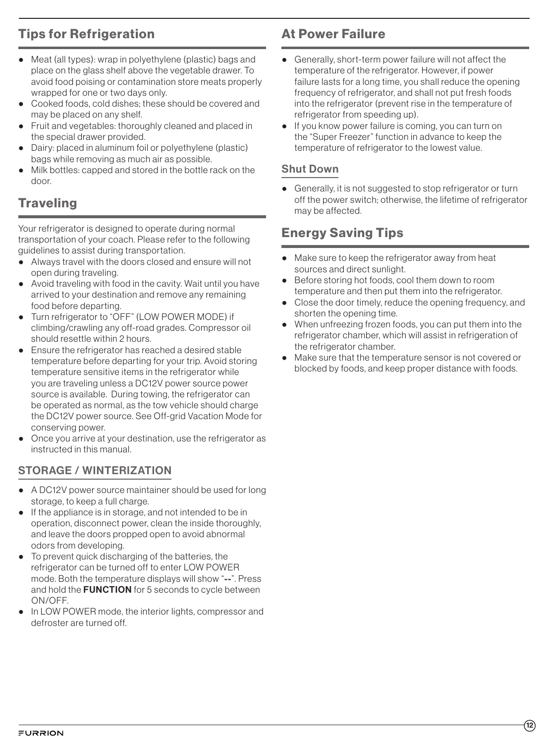## Tips for Refrigeration

- Meat (all types): wrap in polyethylene (plastic) bags and place on the glass shelf above the vegetable drawer. To avoid food poising or contamination store meats properly wrapped for one or two days only.
- Cooked foods, cold dishes; these should be covered and may be placed on any shelf.
- Fruit and vegetables: thoroughly cleaned and placed in the special drawer provided.
- Dairy: placed in aluminum foil or polyethylene (plastic) bags while removing as much air as possible.
- Milk bottles: capped and stored in the bottle rack on the door.

## Traveling

Your refrigerator is designed to operate during normal transportation of your coach. Please refer to the following guidelines to assist during transportation.

- Always travel with the doors closed and ensure will not open during traveling.
- Avoid traveling with food in the cavity. Wait until you have arrived to your destination and remove any remaining food before departing.
- Turn refrigerator to "OFF" (LOW POWER MODE) if climbing/crawling any off-road grades. Compressor oil should resettle within 2 hours.
- Ensure the refrigerator has reached a desired stable temperature before departing for your trip. Avoid storing temperature sensitive items in the refrigerator while you are traveling unless a DC12V power source power source is available. During towing, the refrigerator can be operated as normal, as the tow vehicle should charge the DC12V power source. See Off-grid Vacation Mode for conserving power.
- Once you arrive at your destination, use the refrigerator as instructed in this manual.

### STORAGE / WINTERIZATION

- A DC12V power source maintainer should be used for long storage, to keep a full charge.
- If the appliance is in storage, and not intended to be in operation, disconnect power, clean the inside thoroughly, and leave the doors propped open to avoid abnormal odors from developing.
- To prevent quick discharging of the batteries, the refrigerator can be turned off to enter LOW POWER mode. Both the temperature displays will show "**--**". Press and hold the **FUNCTION** for 5 seconds to cycle between ON/OFF.
- In LOW POWER mode, the interior lights, compressor and defroster are turned off.

## At Power Failure

- Generally, short-term power failure will not affect the temperature of the refrigerator. However, if power failure lasts for a long time, you shall reduce the opening frequency of refrigerator, and shall not put fresh foods into the refrigerator (prevent rise in the temperature of refrigerator from speeding up).
- If you know power failure is coming, you can turn on the "Super Freezer" function in advance to keep the temperature of refrigerator to the lowest value.

### Shut Down

- Generally, it is not suggested to stop refrigerator or turn off the power switch; otherwise, the lifetime of refrigerator may be affected.

## Energy Saving Tips

- Make sure to keep the refrigerator away from heat sources and direct sunlight.
- Before storing hot foods, cool them down to room temperature and then put them into the refrigerator.
- Close the door timely, reduce the opening frequency, and shorten the opening time.
- When unfreezing frozen foods, you can put them into the refrigerator chamber, which will assist in refrigeration of the refrigerator chamber.
- Make sure that the temperature sensor is not covered or blocked by foods, and keep proper distance with foods.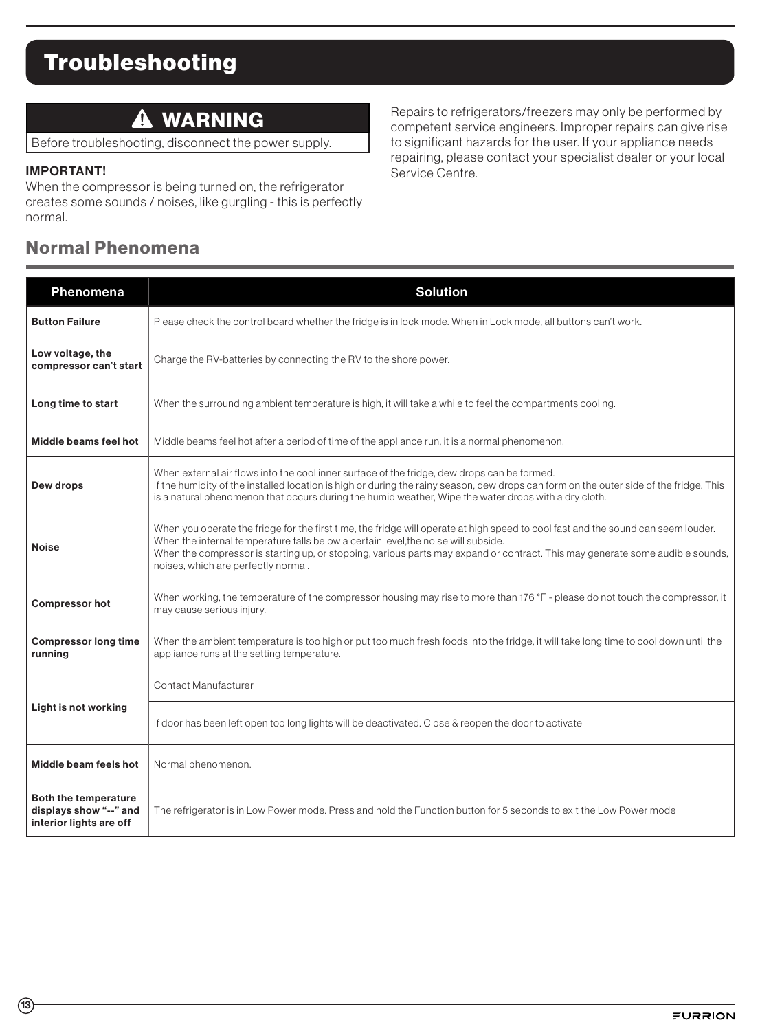# Troubleshooting

## ⚠ WARNING

Before troubleshooting, disconnect the power supply.

**IMPORTANT!**

When the compressor is being turned on, the refrigerator creates some sounds / noises, like gurgling - this is perfectly normal.

Repairs to refrigerators/freezers may only be performed by competent service engineers. Improper repairs can give rise to significant hazards for the user. If your appliance needs repairing, please contact your specialist dealer or your local Service Centre.

## Normal Phenomena

| Phenomena | Solution |
|---|---|
| **Button Failure** | Please check the control board whether the fridge is in lock mode. When in Lock mode, all buttons can't work. |
| **Low voltage, the compressor can't start** | Charge the RV-batteries by connecting the RV to the shore power. |
| **Long time to start** | When the surrounding ambient temperature is high, it will take a while to feel the compartments cooling. |
| **Middle beams feel hot** | Middle beams feel hot after a period of time of the appliance run, it is a normal phenomenon. |
| **Dew drops** | When external air flows into the cool inner surface of the fridge, dew drops can be formed.<br>If the humidity of the installed location is high or during the rainy season, dew drops can form on the outer side of the fridge. This is a natural phenomenon that occurs during the humid weather, Wipe the water drops with a dry cloth. |
| **Noise** | When you operate the fridge for the first time, the fridge will operate at high speed to cool fast and the sound can seem louder. When the internal temperature falls below a certain level,the noise will subside.<br>When the compressor is starting up, or stopping, various parts may expand or contract. This may generate some audible sounds, noises, which are perfectly normal. |
| **Compressor hot** | When working, the temperature of the compressor housing may rise to more than 176 °F - please do not touch the compressor, it may cause serious injury. |
| **Compressor long time running** | When the ambient temperature is too high or put too much fresh foods into the fridge, it will take long time to cool down until the appliance runs at the setting temperature. |
| **Light is not working** | Contact Manufacturer |
| | If door has been left open too long lights will be deactivated. Close & reopen the door to activate |
| **Middle beam feels hot** | Normal phenomenon. |
| **Both the temperature displays show "--" and interior lights are off** | The refrigerator is in Low Power mode. Press and hold the Function button for 5 seconds to exit the Low Power mode |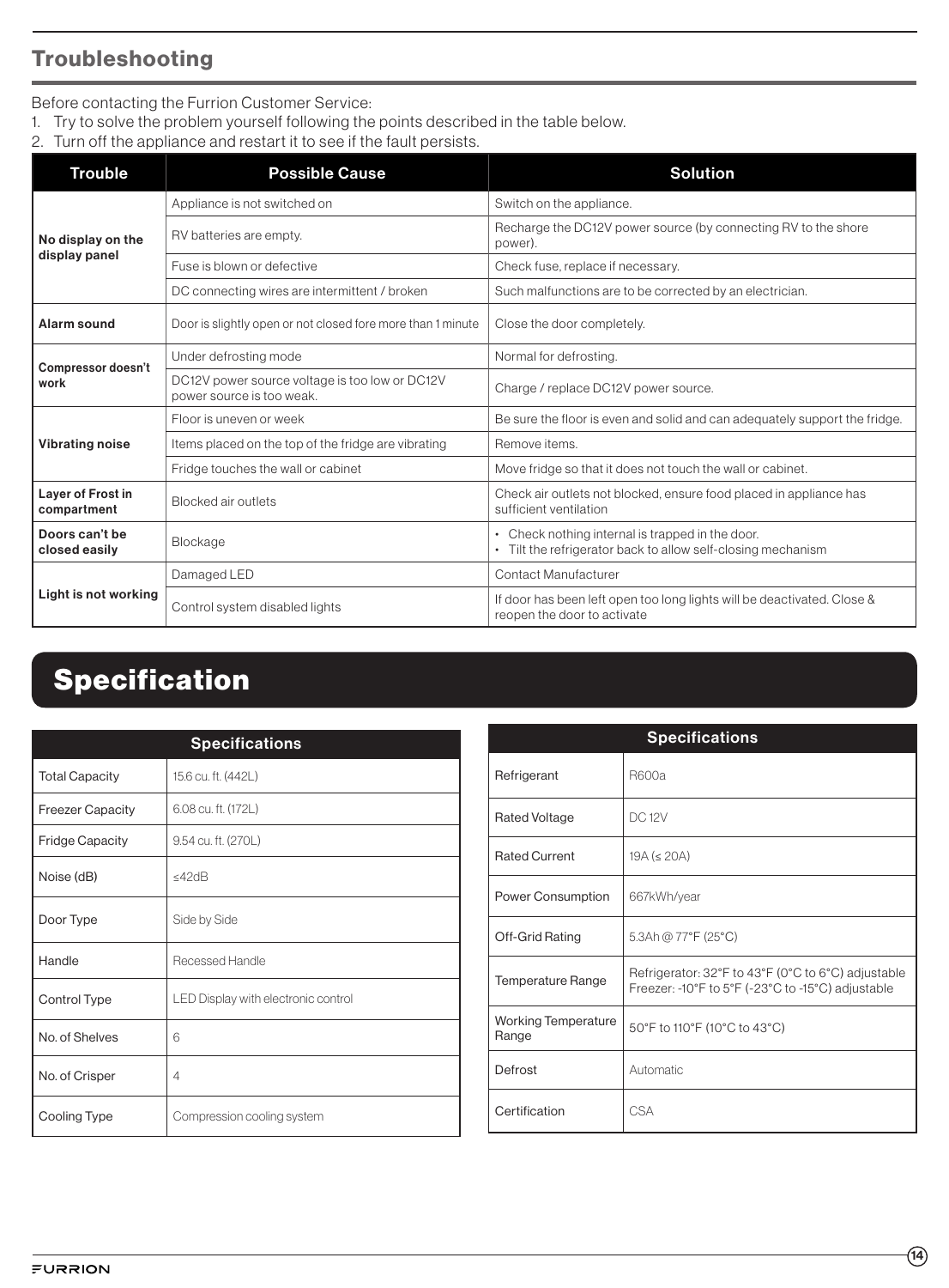## Troubleshooting

Before contacting the Furrion Customer Service:

1. Try to solve the problem yourself following the points described in the table below.
2. Turn off the appliance and restart it to see if the fault persists.

| Trouble | Possible Cause | Solution |
|---|---|---|
| No display on the display panel | Appliance is not switched on | Switch on the appliance. |
| | RV batteries are empty. | Recharge the DC12V power source (by connecting RV to the shore power). |
| | Fuse is blown or defective | Check fuse, replace if necessary. |
| | DC connecting wires are intermittent / broken | Such malfunctions are to be corrected by an electrician. |
| Alarm sound | Door is slightly open or not closed fore more than 1 minute | Close the door completely. |
| Compressor doesn't work | Under defrosting mode | Normal for defrosting. |
| | DC12V power source voltage is too low or DC12V power source is too weak. | Charge / replace DC12V power source. |
| Vibrating noise | Floor is uneven or week | Be sure the floor is even and solid and can adequately support the fridge. |
| | Items placed on the top of the fridge are vibrating | Remove items. |
| | Fridge touches the wall or cabinet | Move fridge so that it does not touch the wall or cabinet. |
| Layer of Frost in compartment | Blocked air outlets | Check air outlets not blocked, ensure food placed in appliance has sufficient ventilation |
| Doors can't be closed easily | Blockage | • Check nothing internal is trapped in the door.<br>• Tilt the refrigerator back to allow self-closing mechanism |
| Light is not working | Damaged LED | Contact Manufacturer |
| | Control system disabled lights | If door has been left open too long lights will be deactivated. Close & reopen the door to activate |

# Specification

| Specifications | |
|---|---|
| Total Capacity | 15.6 cu. ft. (442L) |
| Freezer Capacity | 6.08 cu. ft. (172L) |
| Fridge Capacity | 9.54 cu. ft. (270L) |
| Noise (dB) | ≤42dB |
| Door Type | Side by Side |
| Handle | Recessed Handle |
| Control Type | LED Display with electronic control |
| No. of Shelves | 6 |
| No. of Crisper | 4 |
| Cooling Type | Compression cooling system |

| Specifications | |
|---|---|
| Refrigerant | R600a |
| Rated Voltage | DC 12V |
| Rated Current | 19A (≤ 20A) |
| Power Consumption | 667kWh/year |
| Off-Grid Rating | 5.3Ah @ 77°F (25°C) |
| Temperature Range | Refrigerator: 32°F to 43°F (0°C to 6°C) adjustable<br>Freezer: -10°F to 5°F (-23°C to -15°C) adjustable |
| Working Temperature Range | 50°F to 110°F (10°C to 43°C) |
| Defrost | Automatic |
| Certification | CSA |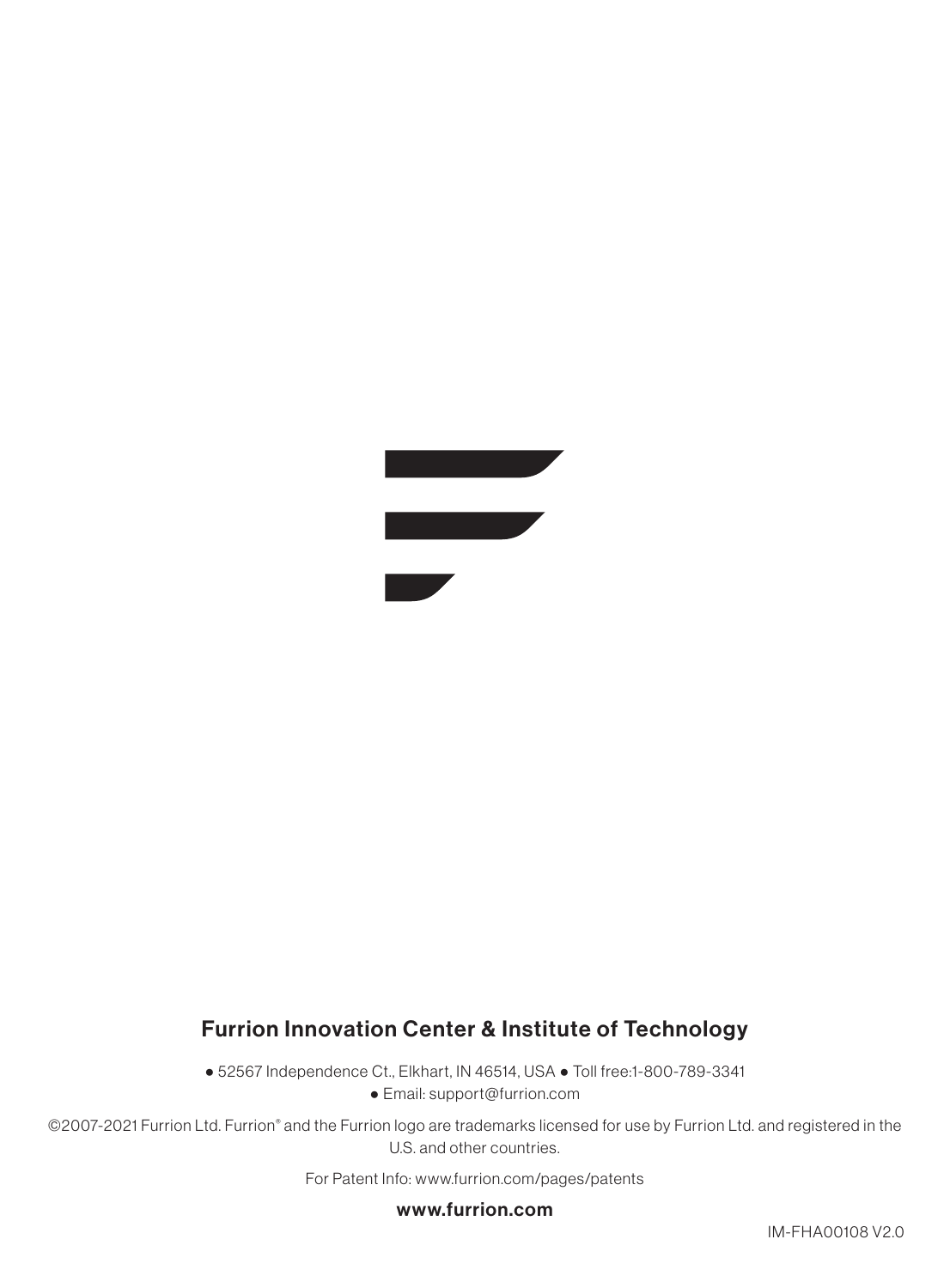## Furrion Innovation Center & Institute of Technology

● 52567 Independence Ct., Elkhart, IN 46514, USA ● Toll free:1-800-789-3341

● Email: support@furrion.com

©2007-2021 Furrion Ltd. Furrion® and the Furrion logo are trademarks licensed for use by Furrion Ltd. and registered in the U.S. and other countries.

For Patent Info: www.furrion.com/pages/patents

**www.furrion.com**

IM-FHA00108 V2.0